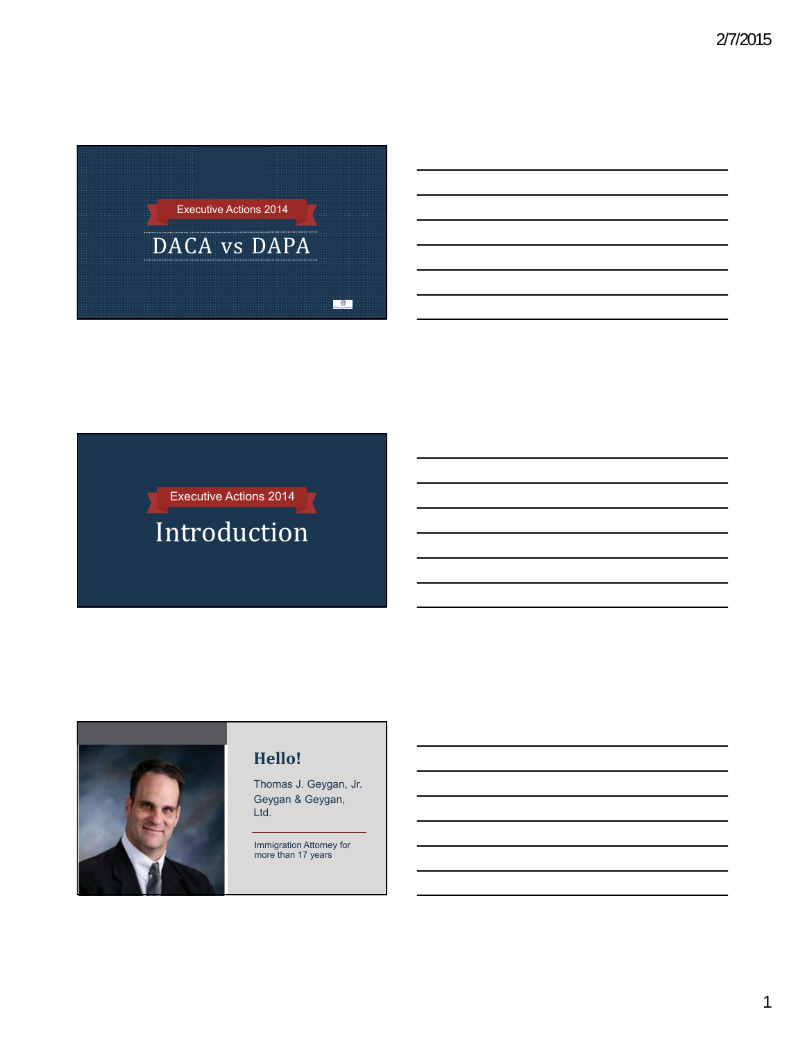Executive Actions 2014

# DACA vs DAPA

Executive Actions 2014

# Introduction

## Hello!

Thomas J. Geygan, Jr.
Geygan & Geygan, Ltd.

Immigration Attorney for more than 17 years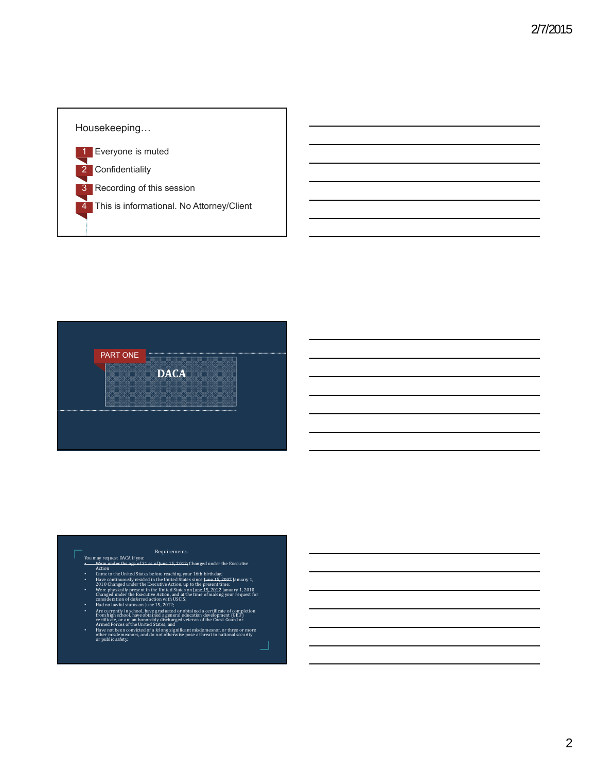## Housekeeping…

1. Everyone is muted
2. Confidentiality
3. Recording of this session
4. This is informational. No Attorney/Client

PART ONE

## DACA

### Requirements

You may request DACA if you:

- ~~Were under the age of 31 as of June 15, 2012;~~ Changed under the Executive Action
- Came to the United States before reaching your 16th birthday;
- Have continuously resided in the United States since ~~June 15, 2007~~ January 1, 2010 Changed under the Executive Action, up to the present time;
- Were physically present in the United States on ~~June 15, 2012~~ January 1, 2010 Changed under the Executive Action, and at the time of making your request for consideration of deferred action with USCIS;
- Had no lawful status on June 15, 2012;
- Are currently in school, have graduated or obtained a certificate of completion from high school, have obtained a general education development (GED) certificate, or are an honorably discharged veteran of the Coast Guard or Armed Forces of the United States; and
- Have not been convicted of a felony, significant misdemeanor, or three or more other misdemeanors, and do not otherwise pose a threat to national security or public safety.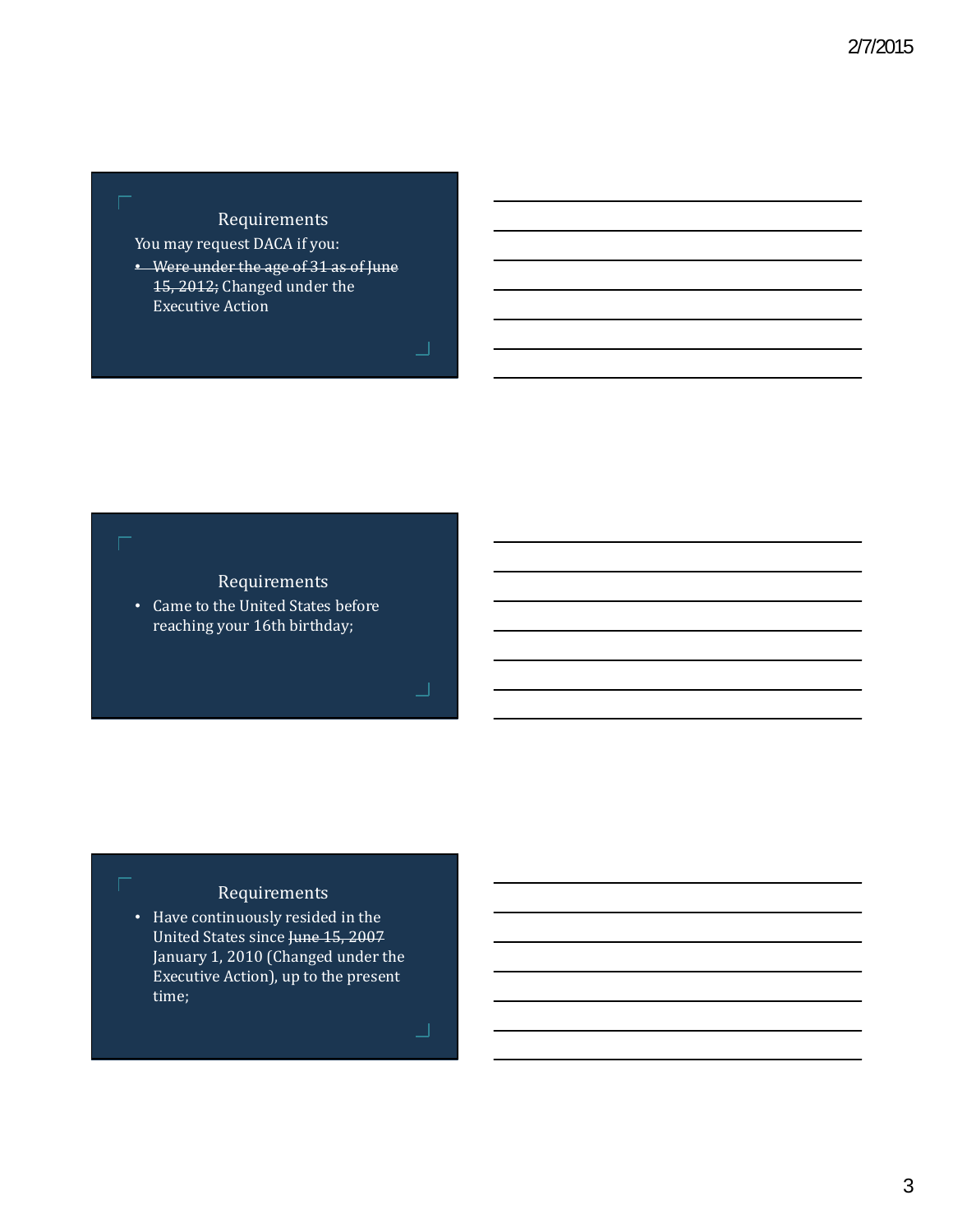## Requirements

You may request DACA if you:

- ~~Were under the age of 31 as of June 15, 2012;~~ Changed under the Executive Action

## Requirements

- Came to the United States before reaching your 16th birthday;

## Requirements

- Have continuously resided in the United States since ~~June 15, 2007~~ January 1, 2010 (Changed under the Executive Action), up to the present time;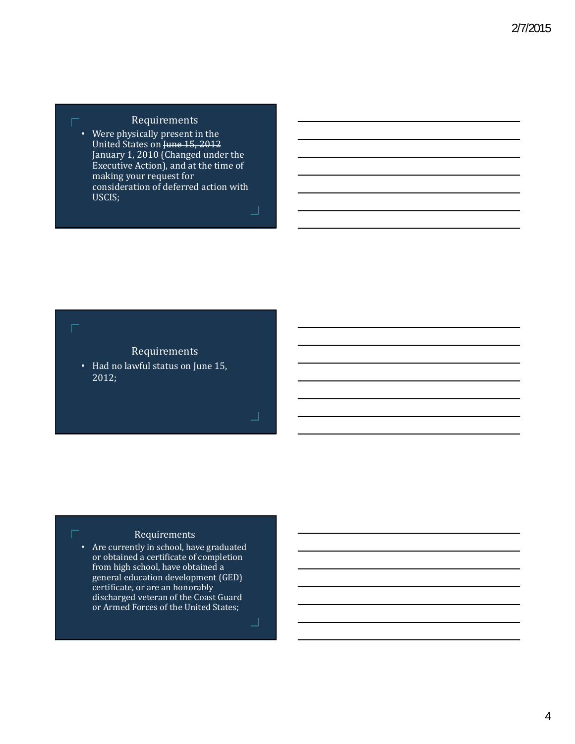## Requirements

- Were physically present in the United States on ~~June 15, 2012~~ January 1, 2010 (Changed under the Executive Action), and at the time of making your request for consideration of deferred action with USCIS;

## Requirements

- Had no lawful status on June 15, 2012;

## Requirements

- Are currently in school, have graduated or obtained a certificate of completion from high school, have obtained a general education development (GED) certificate, or are an honorably discharged veteran of the Coast Guard or Armed Forces of the United States;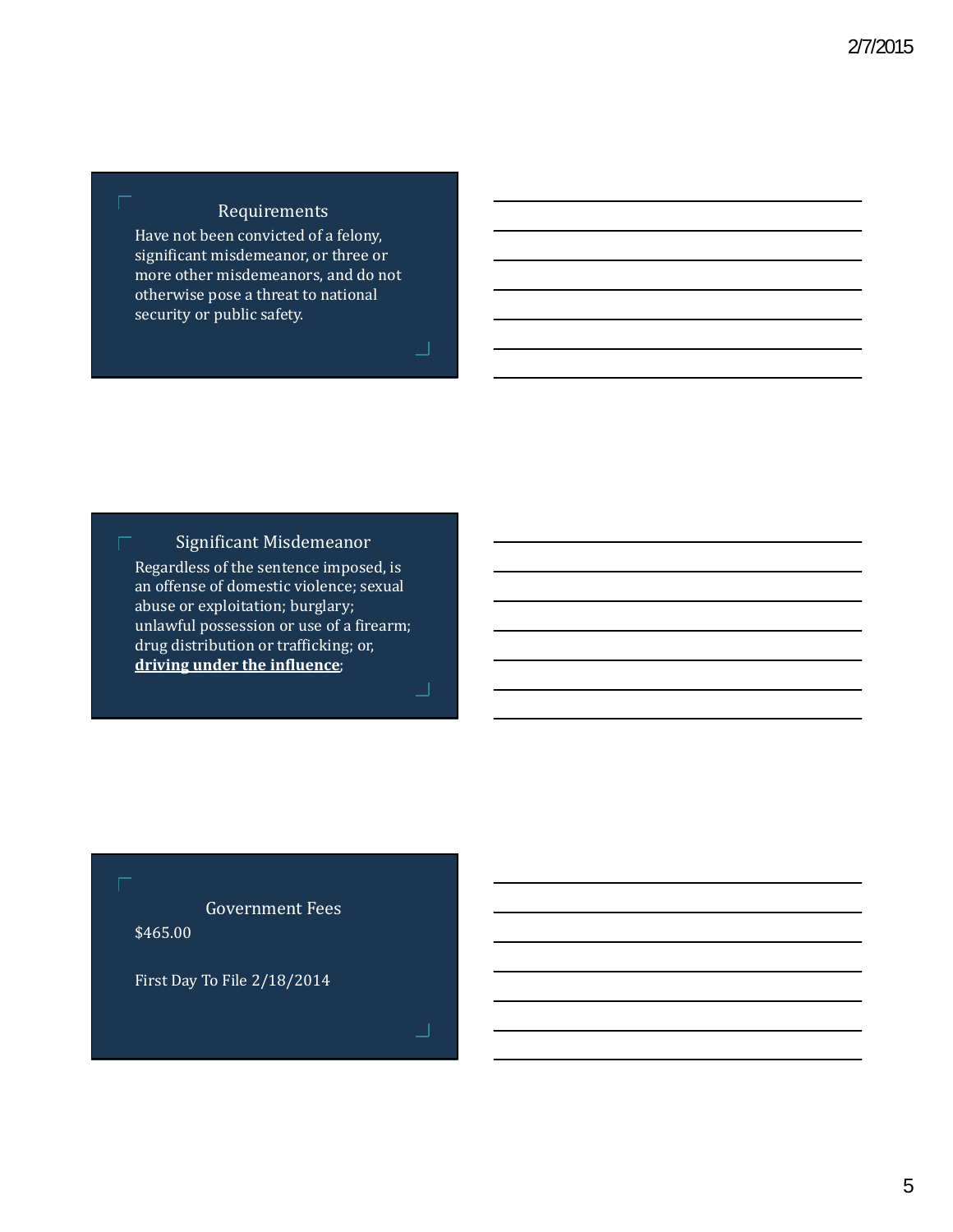## Requirements

Have not been convicted of a felony, significant misdemeanor, or three or more other misdemeanors, and do not otherwise pose a threat to national security or public safety.

## Significant Misdemeanor

Regardless of the sentence imposed, is an offense of domestic violence; sexual abuse or exploitation; burglary; unlawful possession or use of a firearm; drug distribution or trafficking; or, **<u>driving under the influence</u>**;

## Government Fees

$465.00

First Day To File 2/18/2014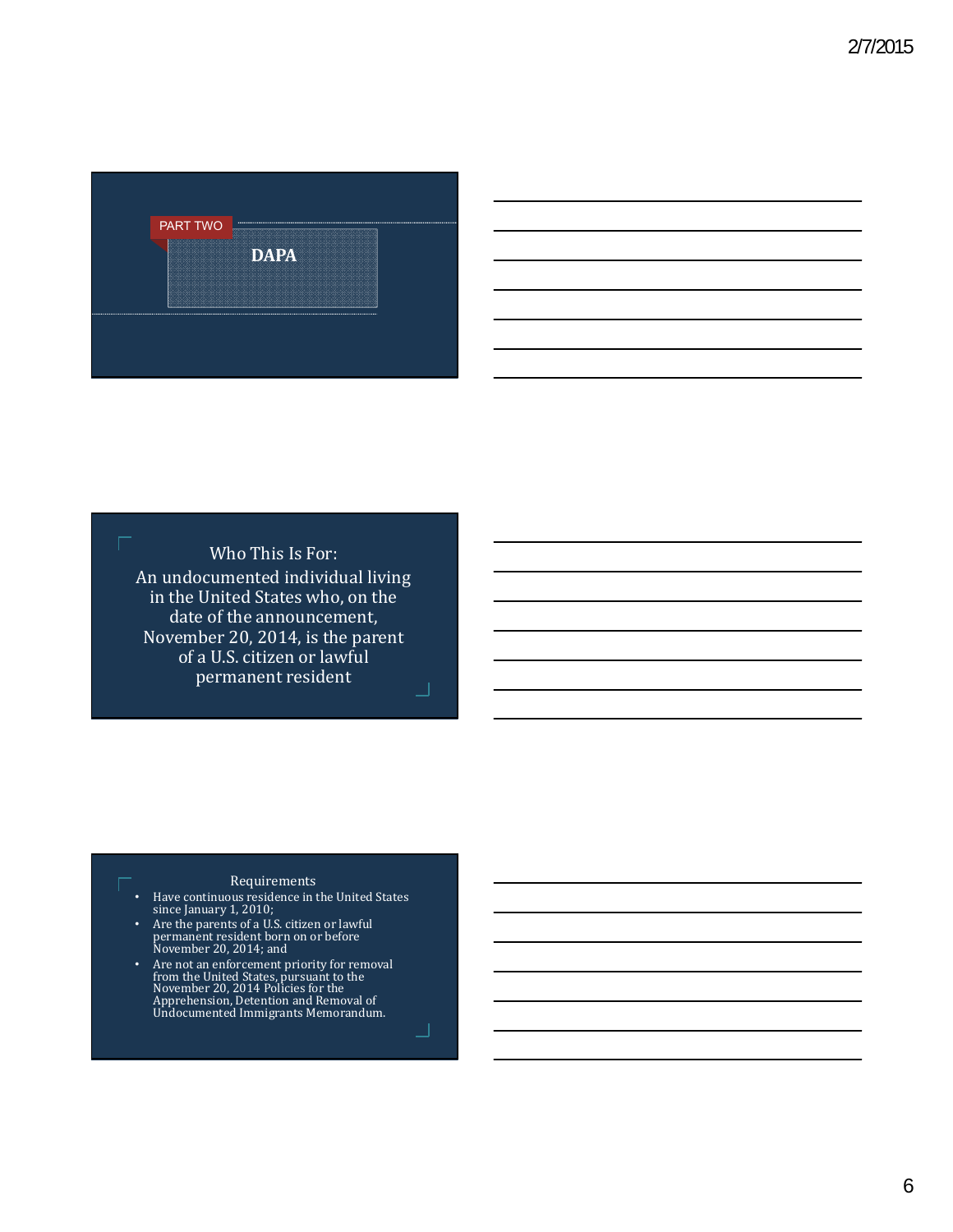PART TWO

## DAPA

### Who This Is For:

An undocumented individual living in the United States who, on the date of the announcement, November 20, 2014, is the parent of a U.S. citizen or lawful permanent resident

### Requirements

- Have continuous residence in the United States since January 1, 2010;
- Are the parents of a U.S. citizen or lawful permanent resident born on or before November 20, 2014; and
- Are not an enforcement priority for removal from the United States, pursuant to the November 20, 2014 Policies for the Apprehension, Detention and Removal of Undocumented Immigrants Memorandum.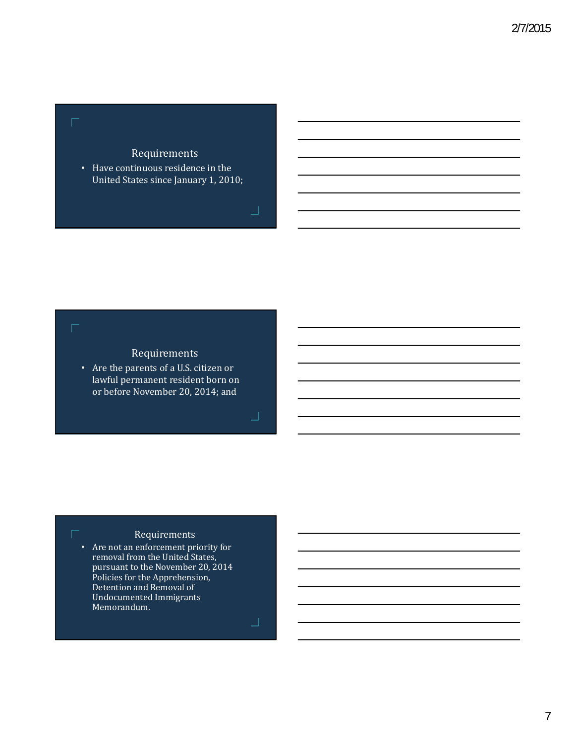## Requirements

- Have continuous residence in the United States since January 1, 2010;

## Requirements

- Are the parents of a U.S. citizen or lawful permanent resident born on or before November 20, 2014; and

## Requirements

- Are not an enforcement priority for removal from the United States, pursuant to the November 20, 2014 Policies for the Apprehension, Detention and Removal of Undocumented Immigrants Memorandum.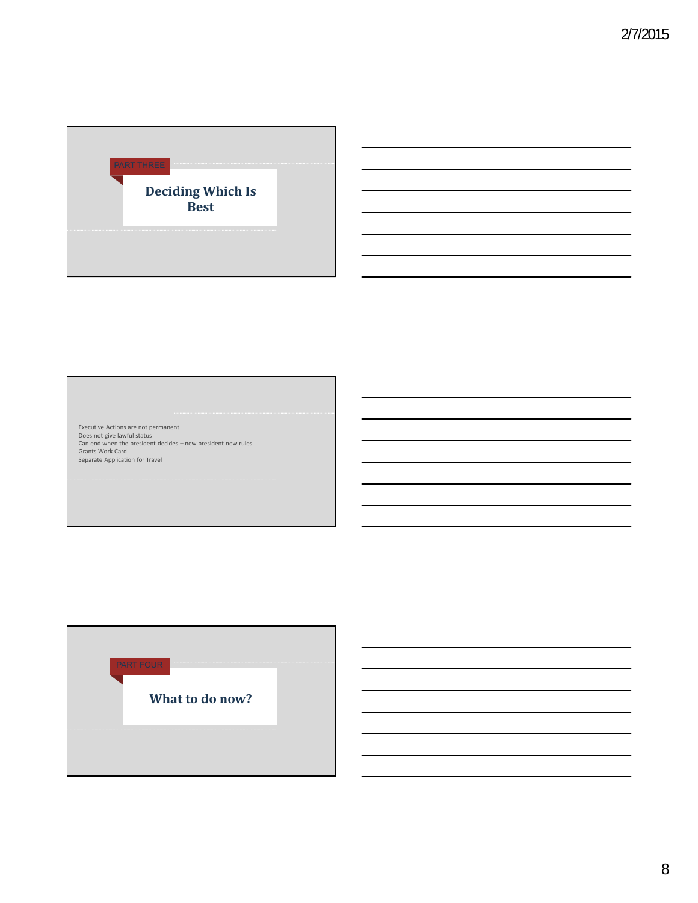PART THREE

## Deciding Which Is Best

Executive Actions are not permanent
Does not give lawful status
Can end when the president decides – new president new rules
Grants Work Card
Separate Application for Travel

PART FOUR

## What to do now?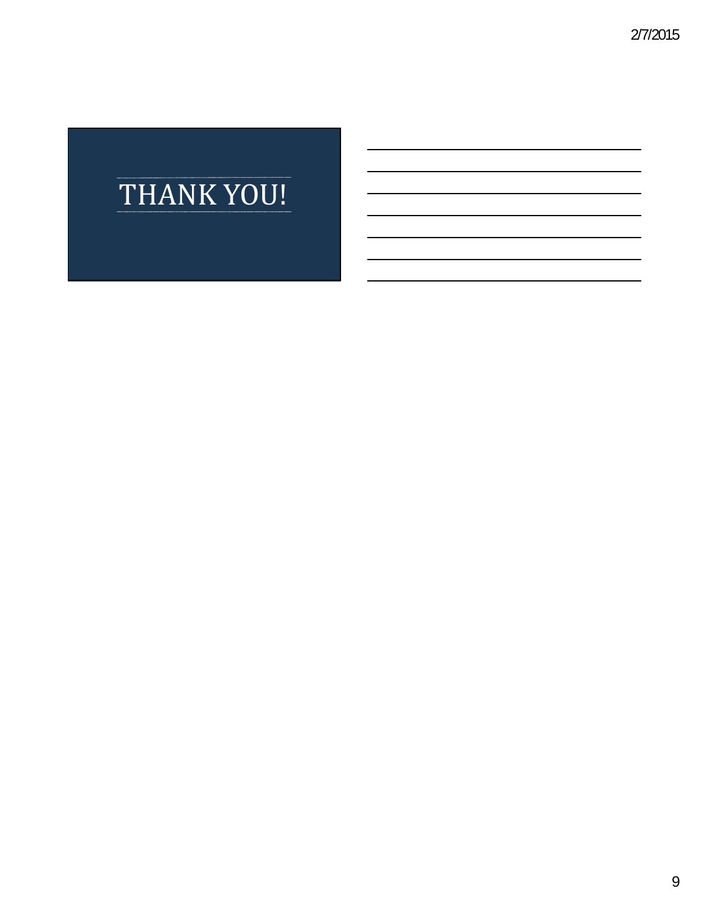# THANK YOU!